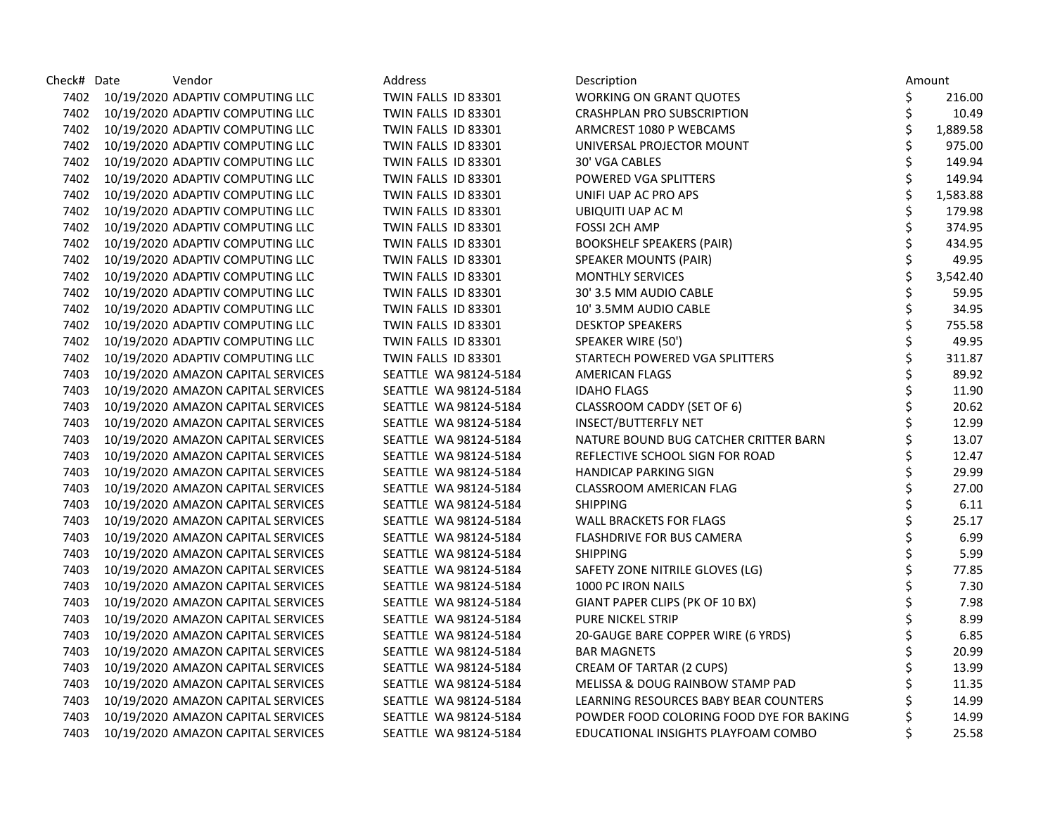| Check# | Date | Vendor | Address | Description | Amount |
|---|---|---|---|---|---|
| 7402 | 10/19/2020 | ADAPTIV COMPUTING LLC | TWIN FALLS ID 83301 | WORKING ON GRANT QUOTES | $ 216.00 |
| 7402 | 10/19/2020 | ADAPTIV COMPUTING LLC | TWIN FALLS ID 83301 | CRASHPLAN PRO SUBSCRIPTION | $ 10.49 |
| 7402 | 10/19/2020 | ADAPTIV COMPUTING LLC | TWIN FALLS ID 83301 | ARMCREST 1080 P WEBCAMS | $ 1,889.58 |
| 7402 | 10/19/2020 | ADAPTIV COMPUTING LLC | TWIN FALLS ID 83301 | UNIVERSAL PROJECTOR MOUNT | $ 975.00 |
| 7402 | 10/19/2020 | ADAPTIV COMPUTING LLC | TWIN FALLS ID 83301 | 30' VGA CABLES | $ 149.94 |
| 7402 | 10/19/2020 | ADAPTIV COMPUTING LLC | TWIN FALLS ID 83301 | POWERED VGA SPLITTERS | $ 149.94 |
| 7402 | 10/19/2020 | ADAPTIV COMPUTING LLC | TWIN FALLS ID 83301 | UNIFI UAP AC PRO APS | $ 1,583.88 |
| 7402 | 10/19/2020 | ADAPTIV COMPUTING LLC | TWIN FALLS ID 83301 | UBIQUITI UAP AC M | $ 179.98 |
| 7402 | 10/19/2020 | ADAPTIV COMPUTING LLC | TWIN FALLS ID 83301 | FOSSI 2CH AMP | $ 374.95 |
| 7402 | 10/19/2020 | ADAPTIV COMPUTING LLC | TWIN FALLS ID 83301 | BOOKSHELF SPEAKERS (PAIR) | $ 434.95 |
| 7402 | 10/19/2020 | ADAPTIV COMPUTING LLC | TWIN FALLS ID 83301 | SPEAKER MOUNTS (PAIR) | $ 49.95 |
| 7402 | 10/19/2020 | ADAPTIV COMPUTING LLC | TWIN FALLS ID 83301 | MONTHLY SERVICES | $ 3,542.40 |
| 7402 | 10/19/2020 | ADAPTIV COMPUTING LLC | TWIN FALLS ID 83301 | 30' 3.5 MM AUDIO CABLE | $ 59.95 |
| 7402 | 10/19/2020 | ADAPTIV COMPUTING LLC | TWIN FALLS ID 83301 | 10' 3.5MM AUDIO CABLE | $ 34.95 |
| 7402 | 10/19/2020 | ADAPTIV COMPUTING LLC | TWIN FALLS ID 83301 | DESKTOP SPEAKERS | $ 755.58 |
| 7402 | 10/19/2020 | ADAPTIV COMPUTING LLC | TWIN FALLS ID 83301 | SPEAKER WIRE (50') | $ 49.95 |
| 7402 | 10/19/2020 | ADAPTIV COMPUTING LLC | TWIN FALLS ID 83301 | STARTECH POWERED VGA SPLITTERS | $ 311.87 |
| 7403 | 10/19/2020 | AMAZON CAPITAL SERVICES | SEATTLE WA 98124-5184 | AMERICAN FLAGS | $ 89.92 |
| 7403 | 10/19/2020 | AMAZON CAPITAL SERVICES | SEATTLE WA 98124-5184 | IDAHO FLAGS | $ 11.90 |
| 7403 | 10/19/2020 | AMAZON CAPITAL SERVICES | SEATTLE WA 98124-5184 | CLASSROOM CADDY (SET OF 6) | $ 20.62 |
| 7403 | 10/19/2020 | AMAZON CAPITAL SERVICES | SEATTLE WA 98124-5184 | INSECT/BUTTERFLY NET | $ 12.99 |
| 7403 | 10/19/2020 | AMAZON CAPITAL SERVICES | SEATTLE WA 98124-5184 | NATURE BOUND BUG CATCHER CRITTER BARN | $ 13.07 |
| 7403 | 10/19/2020 | AMAZON CAPITAL SERVICES | SEATTLE WA 98124-5184 | REFLECTIVE SCHOOL SIGN FOR ROAD | $ 12.47 |
| 7403 | 10/19/2020 | AMAZON CAPITAL SERVICES | SEATTLE WA 98124-5184 | HANDICAP PARKING SIGN | $ 29.99 |
| 7403 | 10/19/2020 | AMAZON CAPITAL SERVICES | SEATTLE WA 98124-5184 | CLASSROOM AMERICAN FLAG | $ 27.00 |
| 7403 | 10/19/2020 | AMAZON CAPITAL SERVICES | SEATTLE WA 98124-5184 | SHIPPING | $ 6.11 |
| 7403 | 10/19/2020 | AMAZON CAPITAL SERVICES | SEATTLE WA 98124-5184 | WALL BRACKETS FOR FLAGS | $ 25.17 |
| 7403 | 10/19/2020 | AMAZON CAPITAL SERVICES | SEATTLE WA 98124-5184 | FLASHDRIVE FOR BUS CAMERA | $ 6.99 |
| 7403 | 10/19/2020 | AMAZON CAPITAL SERVICES | SEATTLE WA 98124-5184 | SHIPPING | $ 5.99 |
| 7403 | 10/19/2020 | AMAZON CAPITAL SERVICES | SEATTLE WA 98124-5184 | SAFETY ZONE NITRILE GLOVES (LG) | $ 77.85 |
| 7403 | 10/19/2020 | AMAZON CAPITAL SERVICES | SEATTLE WA 98124-5184 | 1000 PC IRON NAILS | $ 7.30 |
| 7403 | 10/19/2020 | AMAZON CAPITAL SERVICES | SEATTLE WA 98124-5184 | GIANT PAPER CLIPS (PK OF 10 BX) | $ 7.98 |
| 7403 | 10/19/2020 | AMAZON CAPITAL SERVICES | SEATTLE WA 98124-5184 | PURE NICKEL STRIP | $ 8.99 |
| 7403 | 10/19/2020 | AMAZON CAPITAL SERVICES | SEATTLE WA 98124-5184 | 20-GAUGE BARE COPPER WIRE (6 YRDS) | $ 6.85 |
| 7403 | 10/19/2020 | AMAZON CAPITAL SERVICES | SEATTLE WA 98124-5184 | BAR MAGNETS | $ 20.99 |
| 7403 | 10/19/2020 | AMAZON CAPITAL SERVICES | SEATTLE WA 98124-5184 | CREAM OF TARTAR (2 CUPS) | $ 13.99 |
| 7403 | 10/19/2020 | AMAZON CAPITAL SERVICES | SEATTLE WA 98124-5184 | MELISSA & DOUG RAINBOW STAMP PAD | $ 11.35 |
| 7403 | 10/19/2020 | AMAZON CAPITAL SERVICES | SEATTLE WA 98124-5184 | LEARNING RESOURCES BABY BEAR COUNTERS | $ 14.99 |
| 7403 | 10/19/2020 | AMAZON CAPITAL SERVICES | SEATTLE WA 98124-5184 | POWDER FOOD COLORING FOOD DYE FOR BAKING | $ 14.99 |
| 7403 | 10/19/2020 | AMAZON CAPITAL SERVICES | SEATTLE WA 98124-5184 | EDUCATIONAL INSIGHTS PLAYFOAM COMBO | $ 25.58 |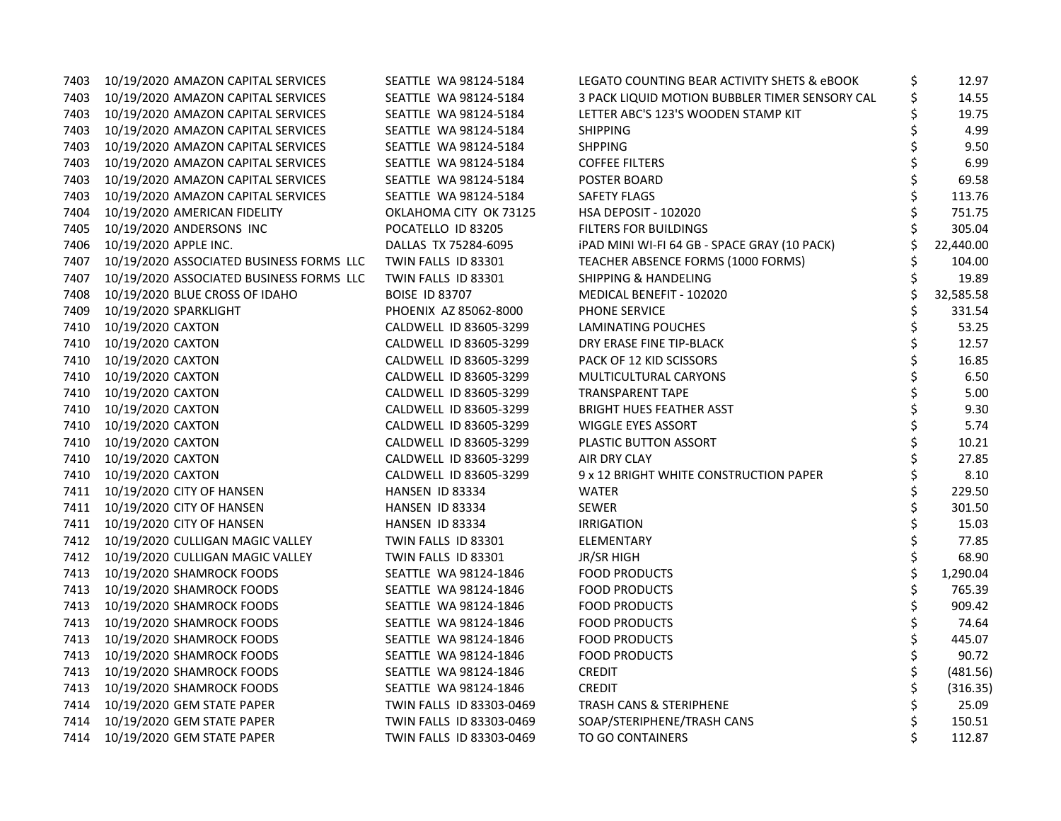| | | | | | |
|---|---|---|---|---|---|
| 7403 | 10/19/2020 | AMAZON CAPITAL SERVICES | SEATTLE WA 98124-5184 | LEGATO COUNTING BEAR ACTIVITY SHETS & eBOOK | $ 12.97 |
| 7403 | 10/19/2020 | AMAZON CAPITAL SERVICES | SEATTLE WA 98124-5184 | 3 PACK LIQUID MOTION BUBBLER TIMER SENSORY CAL | $ 14.55 |
| 7403 | 10/19/2020 | AMAZON CAPITAL SERVICES | SEATTLE WA 98124-5184 | LETTER ABC'S 123'S WOODEN STAMP KIT | $ 19.75 |
| 7403 | 10/19/2020 | AMAZON CAPITAL SERVICES | SEATTLE WA 98124-5184 | SHIPPING | $ 4.99 |
| 7403 | 10/19/2020 | AMAZON CAPITAL SERVICES | SEATTLE WA 98124-5184 | SHPPING | $ 9.50 |
| 7403 | 10/19/2020 | AMAZON CAPITAL SERVICES | SEATTLE WA 98124-5184 | COFFEE FILTERS | $ 6.99 |
| 7403 | 10/19/2020 | AMAZON CAPITAL SERVICES | SEATTLE WA 98124-5184 | POSTER BOARD | $ 69.58 |
| 7403 | 10/19/2020 | AMAZON CAPITAL SERVICES | SEATTLE WA 98124-5184 | SAFETY FLAGS | $ 113.76 |
| 7404 | 10/19/2020 | AMERICAN FIDELITY | OKLAHOMA CITY OK 73125 | HSA DEPOSIT - 102020 | $ 751.75 |
| 7405 | 10/19/2020 | ANDERSONS INC | POCATELLO ID 83205 | FILTERS FOR BUILDINGS | $ 305.04 |
| 7406 | 10/19/2020 | APPLE INC. | DALLAS TX 75284-6095 | iPAD MINI WI-FI 64 GB - SPACE GRAY (10 PACK) | $ 22,440.00 |
| 7407 | 10/19/2020 | ASSOCIATED BUSINESS FORMS LLC | TWIN FALLS ID 83301 | TEACHER ABSENCE FORMS (1000 FORMS) | $ 104.00 |
| 7407 | 10/19/2020 | ASSOCIATED BUSINESS FORMS LLC | TWIN FALLS ID 83301 | SHIPPING & HANDELING | $ 19.89 |
| 7408 | 10/19/2020 | BLUE CROSS OF IDAHO | BOISE ID 83707 | MEDICAL BENEFIT - 102020 | $ 32,585.58 |
| 7409 | 10/19/2020 | SPARKLIGHT | PHOENIX AZ 85062-8000 | PHONE SERVICE | $ 331.54 |
| 7410 | 10/19/2020 | CAXTON | CALDWELL ID 83605-3299 | LAMINATING POUCHES | $ 53.25 |
| 7410 | 10/19/2020 | CAXTON | CALDWELL ID 83605-3299 | DRY ERASE FINE TIP-BLACK | $ 12.57 |
| 7410 | 10/19/2020 | CAXTON | CALDWELL ID 83605-3299 | PACK OF 12 KID SCISSORS | $ 16.85 |
| 7410 | 10/19/2020 | CAXTON | CALDWELL ID 83605-3299 | MULTICULTURAL CARYONS | $ 6.50 |
| 7410 | 10/19/2020 | CAXTON | CALDWELL ID 83605-3299 | TRANSPARENT TAPE | $ 5.00 |
| 7410 | 10/19/2020 | CAXTON | CALDWELL ID 83605-3299 | BRIGHT HUES FEATHER ASST | $ 9.30 |
| 7410 | 10/19/2020 | CAXTON | CALDWELL ID 83605-3299 | WIGGLE EYES ASSORT | $ 5.74 |
| 7410 | 10/19/2020 | CAXTON | CALDWELL ID 83605-3299 | PLASTIC BUTTON ASSORT | $ 10.21 |
| 7410 | 10/19/2020 | CAXTON | CALDWELL ID 83605-3299 | AIR DRY CLAY | $ 27.85 |
| 7410 | 10/19/2020 | CAXTON | CALDWELL ID 83605-3299 | 9 x 12 BRIGHT WHITE CONSTRUCTION PAPER | $ 8.10 |
| 7411 | 10/19/2020 | CITY OF HANSEN | HANSEN ID 83334 | WATER | $ 229.50 |
| 7411 | 10/19/2020 | CITY OF HANSEN | HANSEN ID 83334 | SEWER | $ 301.50 |
| 7411 | 10/19/2020 | CITY OF HANSEN | HANSEN ID 83334 | IRRIGATION | $ 15.03 |
| 7412 | 10/19/2020 | CULLIGAN MAGIC VALLEY | TWIN FALLS ID 83301 | ELEMENTARY | $ 77.85 |
| 7412 | 10/19/2020 | CULLIGAN MAGIC VALLEY | TWIN FALLS ID 83301 | JR/SR HIGH | $ 68.90 |
| 7413 | 10/19/2020 | SHAMROCK FOODS | SEATTLE WA 98124-1846 | FOOD PRODUCTS | $ 1,290.04 |
| 7413 | 10/19/2020 | SHAMROCK FOODS | SEATTLE WA 98124-1846 | FOOD PRODUCTS | $ 765.39 |
| 7413 | 10/19/2020 | SHAMROCK FOODS | SEATTLE WA 98124-1846 | FOOD PRODUCTS | $ 909.42 |
| 7413 | 10/19/2020 | SHAMROCK FOODS | SEATTLE WA 98124-1846 | FOOD PRODUCTS | $ 74.64 |
| 7413 | 10/19/2020 | SHAMROCK FOODS | SEATTLE WA 98124-1846 | FOOD PRODUCTS | $ 445.07 |
| 7413 | 10/19/2020 | SHAMROCK FOODS | SEATTLE WA 98124-1846 | FOOD PRODUCTS | $ 90.72 |
| 7413 | 10/19/2020 | SHAMROCK FOODS | SEATTLE WA 98124-1846 | CREDIT | $ (481.56) |
| 7413 | 10/19/2020 | SHAMROCK FOODS | SEATTLE WA 98124-1846 | CREDIT | $ (316.35) |
| 7414 | 10/19/2020 | GEM STATE PAPER | TWIN FALLS ID 83303-0469 | TRASH CANS & STERIPHENE | $ 25.09 |
| 7414 | 10/19/2020 | GEM STATE PAPER | TWIN FALLS ID 83303-0469 | SOAP/STERIPHENE/TRASH CANS | $ 150.51 |
| 7414 | 10/19/2020 | GEM STATE PAPER | TWIN FALLS ID 83303-0469 | TO GO CONTAINERS | $ 112.87 |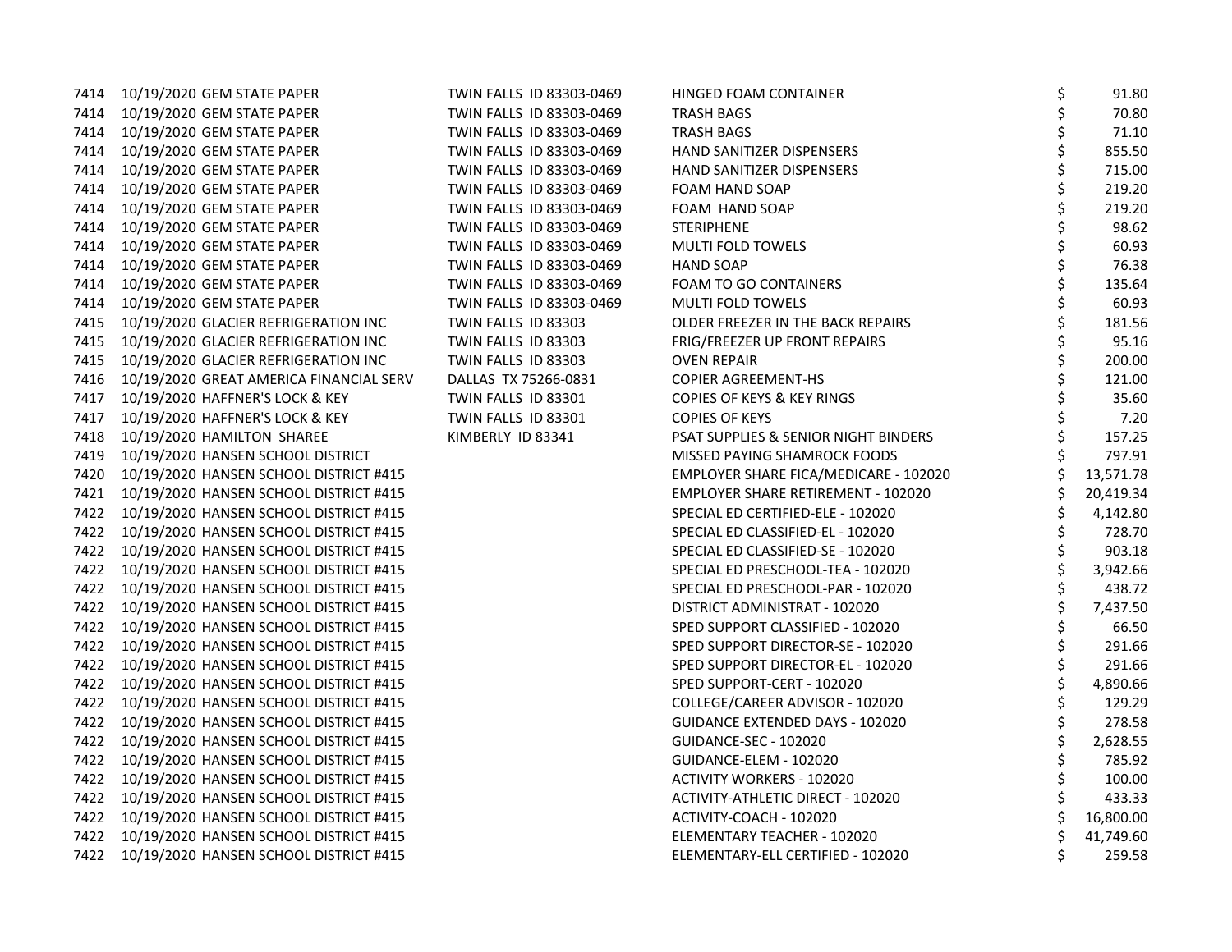| | | | | | |
|---|---|---|---|---|---|
| 7414 | 10/19/2020 | GEM STATE PAPER | TWIN FALLS ID 83303-0469 | HINGED FOAM CONTAINER | $ 91.80 |
| 7414 | 10/19/2020 | GEM STATE PAPER | TWIN FALLS ID 83303-0469 | TRASH BAGS | $ 70.80 |
| 7414 | 10/19/2020 | GEM STATE PAPER | TWIN FALLS ID 83303-0469 | TRASH BAGS | $ 71.10 |
| 7414 | 10/19/2020 | GEM STATE PAPER | TWIN FALLS ID 83303-0469 | HAND SANITIZER DISPENSERS | $ 855.50 |
| 7414 | 10/19/2020 | GEM STATE PAPER | TWIN FALLS ID 83303-0469 | HAND SANITIZER DISPENSERS | $ 715.00 |
| 7414 | 10/19/2020 | GEM STATE PAPER | TWIN FALLS ID 83303-0469 | FOAM HAND SOAP | $ 219.20 |
| 7414 | 10/19/2020 | GEM STATE PAPER | TWIN FALLS ID 83303-0469 | FOAM HAND SOAP | $ 219.20 |
| 7414 | 10/19/2020 | GEM STATE PAPER | TWIN FALLS ID 83303-0469 | STERIPHENE | $ 98.62 |
| 7414 | 10/19/2020 | GEM STATE PAPER | TWIN FALLS ID 83303-0469 | MULTI FOLD TOWELS | $ 60.93 |
| 7414 | 10/19/2020 | GEM STATE PAPER | TWIN FALLS ID 83303-0469 | HAND SOAP | $ 76.38 |
| 7414 | 10/19/2020 | GEM STATE PAPER | TWIN FALLS ID 83303-0469 | FOAM TO GO CONTAINERS | $ 135.64 |
| 7414 | 10/19/2020 | GEM STATE PAPER | TWIN FALLS ID 83303-0469 | MULTI FOLD TOWELS | $ 60.93 |
| 7415 | 10/19/2020 | GLACIER REFRIGERATION INC | TWIN FALLS ID 83303 | OLDER FREEZER IN THE BACK REPAIRS | $ 181.56 |
| 7415 | 10/19/2020 | GLACIER REFRIGERATION INC | TWIN FALLS ID 83303 | FRIG/FREEZER UP FRONT REPAIRS | $ 95.16 |
| 7415 | 10/19/2020 | GLACIER REFRIGERATION INC | TWIN FALLS ID 83303 | OVEN REPAIR | $ 200.00 |
| 7416 | 10/19/2020 | GREAT AMERICA FINANCIAL SERV | DALLAS TX 75266-0831 | COPIER AGREEMENT-HS | $ 121.00 |
| 7417 | 10/19/2020 | HAFFNER'S LOCK & KEY | TWIN FALLS ID 83301 | COPIES OF KEYS & KEY RINGS | $ 35.60 |
| 7417 | 10/19/2020 | HAFFNER'S LOCK & KEY | TWIN FALLS ID 83301 | COPIES OF KEYS | $ 7.20 |
| 7418 | 10/19/2020 | HAMILTON SHAREE | KIMBERLY ID 83341 | PSAT SUPPLIES & SENIOR NIGHT BINDERS | $ 157.25 |
| 7419 | 10/19/2020 | HANSEN SCHOOL DISTRICT | | MISSED PAYING SHAMROCK FOODS | $ 797.91 |
| 7420 | 10/19/2020 | HANSEN SCHOOL DISTRICT #415 | | EMPLOYER SHARE FICA/MEDICARE - 102020 | $ 13,571.78 |
| 7421 | 10/19/2020 | HANSEN SCHOOL DISTRICT #415 | | EMPLOYER SHARE RETIREMENT - 102020 | $ 20,419.34 |
| 7422 | 10/19/2020 | HANSEN SCHOOL DISTRICT #415 | | SPECIAL ED CERTIFIED-ELE - 102020 | $ 4,142.80 |
| 7422 | 10/19/2020 | HANSEN SCHOOL DISTRICT #415 | | SPECIAL ED CLASSIFIED-EL - 102020 | $ 728.70 |
| 7422 | 10/19/2020 | HANSEN SCHOOL DISTRICT #415 | | SPECIAL ED CLASSIFIED-SE - 102020 | $ 903.18 |
| 7422 | 10/19/2020 | HANSEN SCHOOL DISTRICT #415 | | SPECIAL ED PRESCHOOL-TEA - 102020 | $ 3,942.66 |
| 7422 | 10/19/2020 | HANSEN SCHOOL DISTRICT #415 | | SPECIAL ED PRESCHOOL-PAR - 102020 | $ 438.72 |
| 7422 | 10/19/2020 | HANSEN SCHOOL DISTRICT #415 | | DISTRICT ADMINISTRAT - 102020 | $ 7,437.50 |
| 7422 | 10/19/2020 | HANSEN SCHOOL DISTRICT #415 | | SPED SUPPORT CLASSIFIED - 102020 | $ 66.50 |
| 7422 | 10/19/2020 | HANSEN SCHOOL DISTRICT #415 | | SPED SUPPORT DIRECTOR-SE - 102020 | $ 291.66 |
| 7422 | 10/19/2020 | HANSEN SCHOOL DISTRICT #415 | | SPED SUPPORT DIRECTOR-EL - 102020 | $ 291.66 |
| 7422 | 10/19/2020 | HANSEN SCHOOL DISTRICT #415 | | SPED SUPPORT-CERT - 102020 | $ 4,890.66 |
| 7422 | 10/19/2020 | HANSEN SCHOOL DISTRICT #415 | | COLLEGE/CAREER ADVISOR - 102020 | $ 129.29 |
| 7422 | 10/19/2020 | HANSEN SCHOOL DISTRICT #415 | | GUIDANCE EXTENDED DAYS - 102020 | $ 278.58 |
| 7422 | 10/19/2020 | HANSEN SCHOOL DISTRICT #415 | | GUIDANCE-SEC - 102020 | $ 2,628.55 |
| 7422 | 10/19/2020 | HANSEN SCHOOL DISTRICT #415 | | GUIDANCE-ELEM - 102020 | $ 785.92 |
| 7422 | 10/19/2020 | HANSEN SCHOOL DISTRICT #415 | | ACTIVITY WORKERS - 102020 | $ 100.00 |
| 7422 | 10/19/2020 | HANSEN SCHOOL DISTRICT #415 | | ACTIVITY-ATHLETIC DIRECT - 102020 | $ 433.33 |
| 7422 | 10/19/2020 | HANSEN SCHOOL DISTRICT #415 | | ACTIVITY-COACH - 102020 | $ 16,800.00 |
| 7422 | 10/19/2020 | HANSEN SCHOOL DISTRICT #415 | | ELEMENTARY TEACHER - 102020 | $ 41,749.60 |
| 7422 | 10/19/2020 | HANSEN SCHOOL DISTRICT #415 | | ELEMENTARY-ELL CERTIFIED - 102020 | $ 259.58 |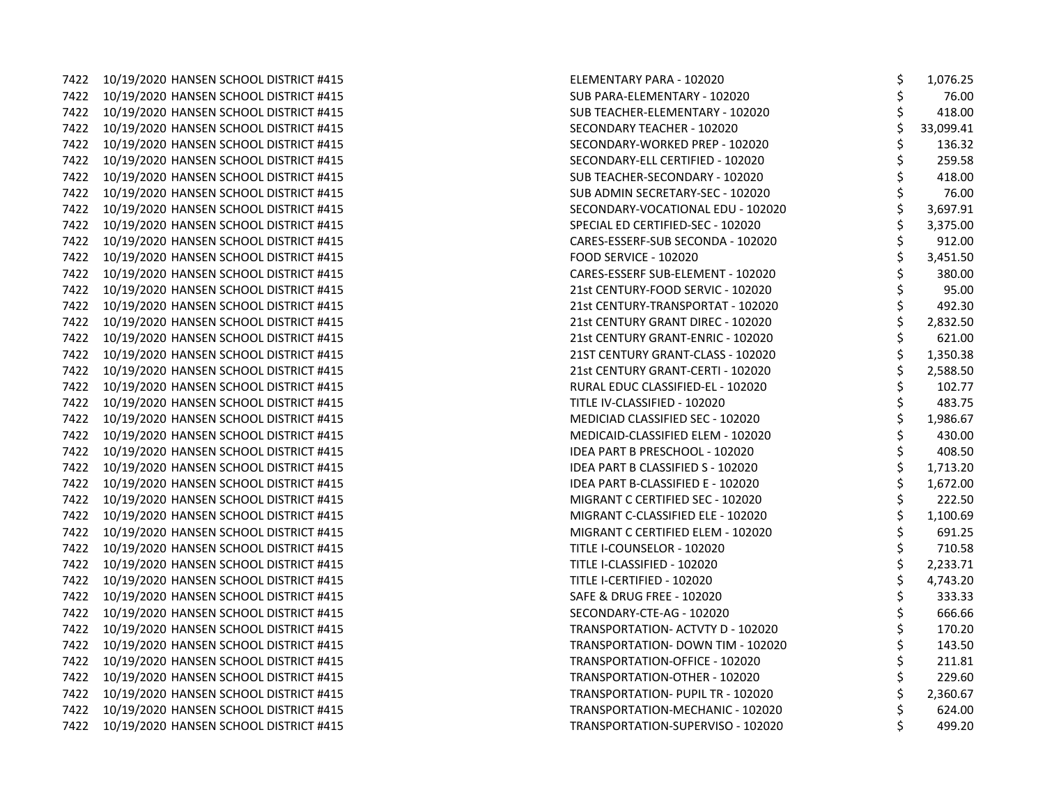| | | | | |
|---|---|---|---|---|
| 7422 | 10/19/2020 | HANSEN SCHOOL DISTRICT #415 | ELEMENTARY PARA - 102020 | $ 1,076.25 |
| 7422 | 10/19/2020 | HANSEN SCHOOL DISTRICT #415 | SUB PARA-ELEMENTARY - 102020 | $ 76.00 |
| 7422 | 10/19/2020 | HANSEN SCHOOL DISTRICT #415 | SUB TEACHER-ELEMENTARY - 102020 | $ 418.00 |
| 7422 | 10/19/2020 | HANSEN SCHOOL DISTRICT #415 | SECONDARY TEACHER - 102020 | $ 33,099.41 |
| 7422 | 10/19/2020 | HANSEN SCHOOL DISTRICT #415 | SECONDARY-WORKED PREP - 102020 | $ 136.32 |
| 7422 | 10/19/2020 | HANSEN SCHOOL DISTRICT #415 | SECONDARY-ELL CERTIFIED - 102020 | $ 259.58 |
| 7422 | 10/19/2020 | HANSEN SCHOOL DISTRICT #415 | SUB TEACHER-SECONDARY - 102020 | $ 418.00 |
| 7422 | 10/19/2020 | HANSEN SCHOOL DISTRICT #415 | SUB ADMIN SECRETARY-SEC - 102020 | $ 76.00 |
| 7422 | 10/19/2020 | HANSEN SCHOOL DISTRICT #415 | SECONDARY-VOCATIONAL EDU - 102020 | $ 3,697.91 |
| 7422 | 10/19/2020 | HANSEN SCHOOL DISTRICT #415 | SPECIAL ED CERTIFIED-SEC - 102020 | $ 3,375.00 |
| 7422 | 10/19/2020 | HANSEN SCHOOL DISTRICT #415 | CARES-ESSERF-SUB SECONDA - 102020 | $ 912.00 |
| 7422 | 10/19/2020 | HANSEN SCHOOL DISTRICT #415 | FOOD SERVICE - 102020 | $ 3,451.50 |
| 7422 | 10/19/2020 | HANSEN SCHOOL DISTRICT #415 | CARES-ESSERF SUB-ELEMENT - 102020 | $ 380.00 |
| 7422 | 10/19/2020 | HANSEN SCHOOL DISTRICT #415 | 21st CENTURY-FOOD SERVIC - 102020 | $ 95.00 |
| 7422 | 10/19/2020 | HANSEN SCHOOL DISTRICT #415 | 21st CENTURY-TRANSPORTAT - 102020 | $ 492.30 |
| 7422 | 10/19/2020 | HANSEN SCHOOL DISTRICT #415 | 21st CENTURY GRANT DIREC - 102020 | $ 2,832.50 |
| 7422 | 10/19/2020 | HANSEN SCHOOL DISTRICT #415 | 21st CENTURY GRANT-ENRIC - 102020 | $ 621.00 |
| 7422 | 10/19/2020 | HANSEN SCHOOL DISTRICT #415 | 21ST CENTURY GRANT-CLASS - 102020 | $ 1,350.38 |
| 7422 | 10/19/2020 | HANSEN SCHOOL DISTRICT #415 | 21st CENTURY GRANT-CERTI - 102020 | $ 2,588.50 |
| 7422 | 10/19/2020 | HANSEN SCHOOL DISTRICT #415 | RURAL EDUC CLASSIFIED-EL - 102020 | $ 102.77 |
| 7422 | 10/19/2020 | HANSEN SCHOOL DISTRICT #415 | TITLE IV-CLASSIFIED - 102020 | $ 483.75 |
| 7422 | 10/19/2020 | HANSEN SCHOOL DISTRICT #415 | MEDICIAD CLASSIFIED SEC - 102020 | $ 1,986.67 |
| 7422 | 10/19/2020 | HANSEN SCHOOL DISTRICT #415 | MEDICAID-CLASSIFIED ELEM - 102020 | $ 430.00 |
| 7422 | 10/19/2020 | HANSEN SCHOOL DISTRICT #415 | IDEA PART B PRESCHOOL - 102020 | $ 408.50 |
| 7422 | 10/19/2020 | HANSEN SCHOOL DISTRICT #415 | IDEA PART B CLASSIFIED S - 102020 | $ 1,713.20 |
| 7422 | 10/19/2020 | HANSEN SCHOOL DISTRICT #415 | IDEA PART B-CLASSIFIED E - 102020 | $ 1,672.00 |
| 7422 | 10/19/2020 | HANSEN SCHOOL DISTRICT #415 | MIGRANT C CERTIFIED SEC - 102020 | $ 222.50 |
| 7422 | 10/19/2020 | HANSEN SCHOOL DISTRICT #415 | MIGRANT C-CLASSIFIED ELE - 102020 | $ 1,100.69 |
| 7422 | 10/19/2020 | HANSEN SCHOOL DISTRICT #415 | MIGRANT C CERTIFIED ELEM - 102020 | $ 691.25 |
| 7422 | 10/19/2020 | HANSEN SCHOOL DISTRICT #415 | TITLE I-COUNSELOR - 102020 | $ 710.58 |
| 7422 | 10/19/2020 | HANSEN SCHOOL DISTRICT #415 | TITLE I-CLASSIFIED - 102020 | $ 2,233.71 |
| 7422 | 10/19/2020 | HANSEN SCHOOL DISTRICT #415 | TITLE I-CERTIFIED - 102020 | $ 4,743.20 |
| 7422 | 10/19/2020 | HANSEN SCHOOL DISTRICT #415 | SAFE & DRUG FREE - 102020 | $ 333.33 |
| 7422 | 10/19/2020 | HANSEN SCHOOL DISTRICT #415 | SECONDARY-CTE-AG - 102020 | $ 666.66 |
| 7422 | 10/19/2020 | HANSEN SCHOOL DISTRICT #415 | TRANSPORTATION- ACTVTY D - 102020 | $ 170.20 |
| 7422 | 10/19/2020 | HANSEN SCHOOL DISTRICT #415 | TRANSPORTATION- DOWN TIM - 102020 | $ 143.50 |
| 7422 | 10/19/2020 | HANSEN SCHOOL DISTRICT #415 | TRANSPORTATION-OFFICE - 102020 | $ 211.81 |
| 7422 | 10/19/2020 | HANSEN SCHOOL DISTRICT #415 | TRANSPORTATION-OTHER - 102020 | $ 229.60 |
| 7422 | 10/19/2020 | HANSEN SCHOOL DISTRICT #415 | TRANSPORTATION- PUPIL TR - 102020 | $ 2,360.67 |
| 7422 | 10/19/2020 | HANSEN SCHOOL DISTRICT #415 | TRANSPORTATION-MECHANIC - 102020 | $ 624.00 |
| 7422 | 10/19/2020 | HANSEN SCHOOL DISTRICT #415 | TRANSPORTATION-SUPERVISO - 102020 | $ 499.20 |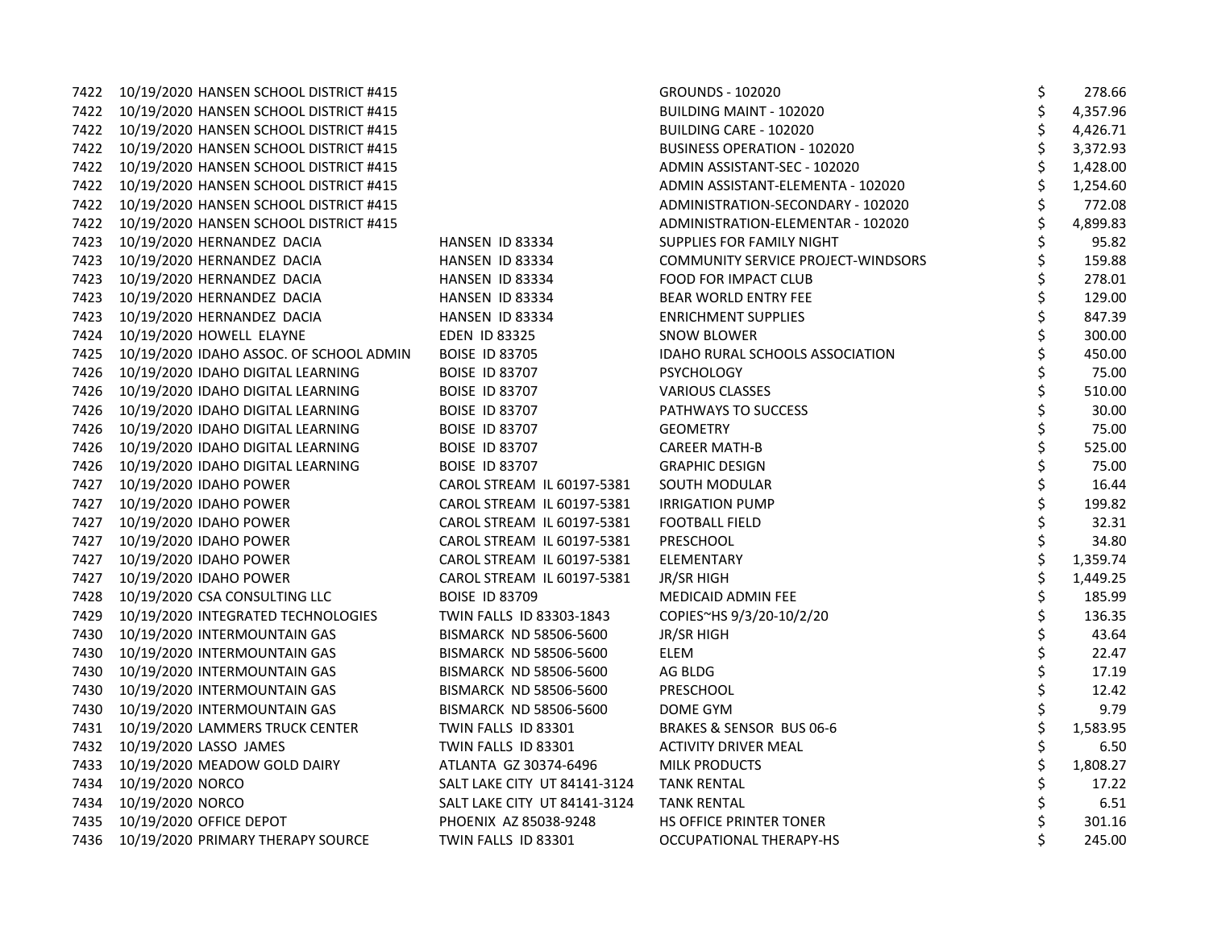| | | | | | |
|---|---|---|---|---|---|
| 7422 | 10/19/2020 HANSEN SCHOOL DISTRICT #415 | | GROUNDS - 102020 | $ | 278.66 |
| 7422 | 10/19/2020 HANSEN SCHOOL DISTRICT #415 | | BUILDING MAINT - 102020 | $ | 4,357.96 |
| 7422 | 10/19/2020 HANSEN SCHOOL DISTRICT #415 | | BUILDING CARE - 102020 | $ | 4,426.71 |
| 7422 | 10/19/2020 HANSEN SCHOOL DISTRICT #415 | | BUSINESS OPERATION - 102020 | $ | 3,372.93 |
| 7422 | 10/19/2020 HANSEN SCHOOL DISTRICT #415 | | ADMIN ASSISTANT-SEC - 102020 | $ | 1,428.00 |
| 7422 | 10/19/2020 HANSEN SCHOOL DISTRICT #415 | | ADMIN ASSISTANT-ELEMENTA - 102020 | $ | 1,254.60 |
| 7422 | 10/19/2020 HANSEN SCHOOL DISTRICT #415 | | ADMINISTRATION-SECONDARY - 102020 | $ | 772.08 |
| 7422 | 10/19/2020 HANSEN SCHOOL DISTRICT #415 | | ADMINISTRATION-ELEMENTAR - 102020 | $ | 4,899.83 |
| 7423 | 10/19/2020 HERNANDEZ DACIA | HANSEN ID 83334 | SUPPLIES FOR FAMILY NIGHT | $ | 95.82 |
| 7423 | 10/19/2020 HERNANDEZ DACIA | HANSEN ID 83334 | COMMUNITY SERVICE PROJECT-WINDSORS | $ | 159.88 |
| 7423 | 10/19/2020 HERNANDEZ DACIA | HANSEN ID 83334 | FOOD FOR IMPACT CLUB | $ | 278.01 |
| 7423 | 10/19/2020 HERNANDEZ DACIA | HANSEN ID 83334 | BEAR WORLD ENTRY FEE | $ | 129.00 |
| 7423 | 10/19/2020 HERNANDEZ DACIA | HANSEN ID 83334 | ENRICHMENT SUPPLIES | $ | 847.39 |
| 7424 | 10/19/2020 HOWELL ELAYNE | EDEN ID 83325 | SNOW BLOWER | $ | 300.00 |
| 7425 | 10/19/2020 IDAHO ASSOC. OF SCHOOL ADMIN | BOISE ID 83705 | IDAHO RURAL SCHOOLS ASSOCIATION | $ | 450.00 |
| 7426 | 10/19/2020 IDAHO DIGITAL LEARNING | BOISE ID 83707 | PSYCHOLOGY | $ | 75.00 |
| 7426 | 10/19/2020 IDAHO DIGITAL LEARNING | BOISE ID 83707 | VARIOUS CLASSES | $ | 510.00 |
| 7426 | 10/19/2020 IDAHO DIGITAL LEARNING | BOISE ID 83707 | PATHWAYS TO SUCCESS | $ | 30.00 |
| 7426 | 10/19/2020 IDAHO DIGITAL LEARNING | BOISE ID 83707 | GEOMETRY | $ | 75.00 |
| 7426 | 10/19/2020 IDAHO DIGITAL LEARNING | BOISE ID 83707 | CAREER MATH-B | $ | 525.00 |
| 7426 | 10/19/2020 IDAHO DIGITAL LEARNING | BOISE ID 83707 | GRAPHIC DESIGN | $ | 75.00 |
| 7427 | 10/19/2020 IDAHO POWER | CAROL STREAM IL 60197-5381 | SOUTH MODULAR | $ | 16.44 |
| 7427 | 10/19/2020 IDAHO POWER | CAROL STREAM IL 60197-5381 | IRRIGATION PUMP | $ | 199.82 |
| 7427 | 10/19/2020 IDAHO POWER | CAROL STREAM IL 60197-5381 | FOOTBALL FIELD | $ | 32.31 |
| 7427 | 10/19/2020 IDAHO POWER | CAROL STREAM IL 60197-5381 | PRESCHOOL | $ | 34.80 |
| 7427 | 10/19/2020 IDAHO POWER | CAROL STREAM IL 60197-5381 | ELEMENTARY | $ | 1,359.74 |
| 7427 | 10/19/2020 IDAHO POWER | CAROL STREAM IL 60197-5381 | JR/SR HIGH | $ | 1,449.25 |
| 7428 | 10/19/2020 CSA CONSULTING LLC | BOISE ID 83709 | MEDICAID ADMIN FEE | $ | 185.99 |
| 7429 | 10/19/2020 INTEGRATED TECHNOLOGIES | TWIN FALLS ID 83303-1843 | COPIES~HS 9/3/20-10/2/20 | $ | 136.35 |
| 7430 | 10/19/2020 INTERMOUNTAIN GAS | BISMARCK ND 58506-5600 | JR/SR HIGH | $ | 43.64 |
| 7430 | 10/19/2020 INTERMOUNTAIN GAS | BISMARCK ND 58506-5600 | ELEM | $ | 22.47 |
| 7430 | 10/19/2020 INTERMOUNTAIN GAS | BISMARCK ND 58506-5600 | AG BLDG | $ | 17.19 |
| 7430 | 10/19/2020 INTERMOUNTAIN GAS | BISMARCK ND 58506-5600 | PRESCHOOL | $ | 12.42 |
| 7430 | 10/19/2020 INTERMOUNTAIN GAS | BISMARCK ND 58506-5600 | DOME GYM | $ | 9.79 |
| 7431 | 10/19/2020 LAMMERS TRUCK CENTER | TWIN FALLS ID 83301 | BRAKES & SENSOR BUS 06-6 | $ | 1,583.95 |
| 7432 | 10/19/2020 LASSO JAMES | TWIN FALLS ID 83301 | ACTIVITY DRIVER MEAL | $ | 6.50 |
| 7433 | 10/19/2020 MEADOW GOLD DAIRY | ATLANTA GZ 30374-6496 | MILK PRODUCTS | $ | 1,808.27 |
| 7434 | 10/19/2020 NORCO | SALT LAKE CITY UT 84141-3124 | TANK RENTAL | $ | 17.22 |
| 7434 | 10/19/2020 NORCO | SALT LAKE CITY UT 84141-3124 | TANK RENTAL | $ | 6.51 |
| 7435 | 10/19/2020 OFFICE DEPOT | PHOENIX AZ 85038-9248 | HS OFFICE PRINTER TONER | $ | 301.16 |
| 7436 | 10/19/2020 PRIMARY THERAPY SOURCE | TWIN FALLS ID 83301 | OCCUPATIONAL THERAPY-HS | $ | 245.00 |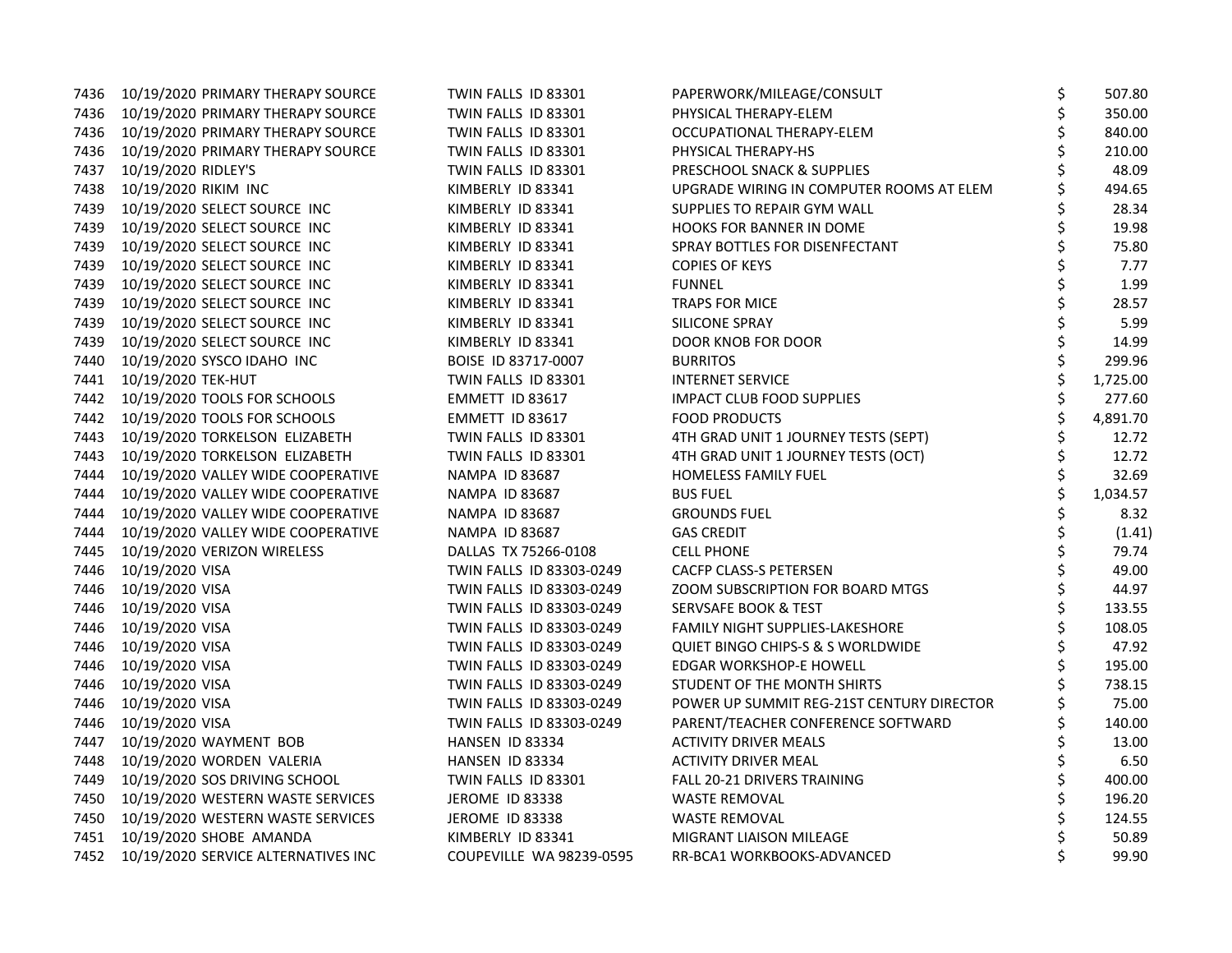| | | | | | |
|---|---|---|---|---|---|
| 7436 | 10/19/2020 PRIMARY THERAPY SOURCE | TWIN FALLS ID 83301 | PAPERWORK/MILEAGE/CONSULT | $ | 507.80 |
| 7436 | 10/19/2020 PRIMARY THERAPY SOURCE | TWIN FALLS ID 83301 | PHYSICAL THERAPY-ELEM | $ | 350.00 |
| 7436 | 10/19/2020 PRIMARY THERAPY SOURCE | TWIN FALLS ID 83301 | OCCUPATIONAL THERAPY-ELEM | $ | 840.00 |
| 7436 | 10/19/2020 PRIMARY THERAPY SOURCE | TWIN FALLS ID 83301 | PHYSICAL THERAPY-HS | $ | 210.00 |
| 7437 | 10/19/2020 RIDLEY'S | TWIN FALLS ID 83301 | PRESCHOOL SNACK & SUPPLIES | $ | 48.09 |
| 7438 | 10/19/2020 RIKIM INC | KIMBERLY ID 83341 | UPGRADE WIRING IN COMPUTER ROOMS AT ELEM | $ | 494.65 |
| 7439 | 10/19/2020 SELECT SOURCE INC | KIMBERLY ID 83341 | SUPPLIES TO REPAIR GYM WALL | $ | 28.34 |
| 7439 | 10/19/2020 SELECT SOURCE INC | KIMBERLY ID 83341 | HOOKS FOR BANNER IN DOME | $ | 19.98 |
| 7439 | 10/19/2020 SELECT SOURCE INC | KIMBERLY ID 83341 | SPRAY BOTTLES FOR DISENFECTANT | $ | 75.80 |
| 7439 | 10/19/2020 SELECT SOURCE INC | KIMBERLY ID 83341 | COPIES OF KEYS | $ | 7.77 |
| 7439 | 10/19/2020 SELECT SOURCE INC | KIMBERLY ID 83341 | FUNNEL | $ | 1.99 |
| 7439 | 10/19/2020 SELECT SOURCE INC | KIMBERLY ID 83341 | TRAPS FOR MICE | $ | 28.57 |
| 7439 | 10/19/2020 SELECT SOURCE INC | KIMBERLY ID 83341 | SILICONE SPRAY | $ | 5.99 |
| 7439 | 10/19/2020 SELECT SOURCE INC | KIMBERLY ID 83341 | DOOR KNOB FOR DOOR | $ | 14.99 |
| 7440 | 10/19/2020 SYSCO IDAHO INC | BOISE ID 83717-0007 | BURRITOS | $ | 299.96 |
| 7441 | 10/19/2020 TEK-HUT | TWIN FALLS ID 83301 | INTERNET SERVICE | $ | 1,725.00 |
| 7442 | 10/19/2020 TOOLS FOR SCHOOLS | EMMETT ID 83617 | IMPACT CLUB FOOD SUPPLIES | $ | 277.60 |
| 7442 | 10/19/2020 TOOLS FOR SCHOOLS | EMMETT ID 83617 | FOOD PRODUCTS | $ | 4,891.70 |
| 7443 | 10/19/2020 TORKELSON ELIZABETH | TWIN FALLS ID 83301 | 4TH GRAD UNIT 1 JOURNEY TESTS (SEPT) | $ | 12.72 |
| 7443 | 10/19/2020 TORKELSON ELIZABETH | TWIN FALLS ID 83301 | 4TH GRAD UNIT 1 JOURNEY TESTS (OCT) | $ | 12.72 |
| 7444 | 10/19/2020 VALLEY WIDE COOPERATIVE | NAMPA ID 83687 | HOMELESS FAMILY FUEL | $ | 32.69 |
| 7444 | 10/19/2020 VALLEY WIDE COOPERATIVE | NAMPA ID 83687 | BUS FUEL | $ | 1,034.57 |
| 7444 | 10/19/2020 VALLEY WIDE COOPERATIVE | NAMPA ID 83687 | GROUNDS FUEL | $ | 8.32 |
| 7444 | 10/19/2020 VALLEY WIDE COOPERATIVE | NAMPA ID 83687 | GAS CREDIT | $ | (1.41) |
| 7445 | 10/19/2020 VERIZON WIRELESS | DALLAS TX 75266-0108 | CELL PHONE | $ | 79.74 |
| 7446 | 10/19/2020 VISA | TWIN FALLS ID 83303-0249 | CACFP CLASS-S PETERSEN | $ | 49.00 |
| 7446 | 10/19/2020 VISA | TWIN FALLS ID 83303-0249 | ZOOM SUBSCRIPTION FOR BOARD MTGS | $ | 44.97 |
| 7446 | 10/19/2020 VISA | TWIN FALLS ID 83303-0249 | SERVSAFE BOOK & TEST | $ | 133.55 |
| 7446 | 10/19/2020 VISA | TWIN FALLS ID 83303-0249 | FAMILY NIGHT SUPPLIES-LAKESHORE | $ | 108.05 |
| 7446 | 10/19/2020 VISA | TWIN FALLS ID 83303-0249 | QUIET BINGO CHIPS-S & S WORLDWIDE | $ | 47.92 |
| 7446 | 10/19/2020 VISA | TWIN FALLS ID 83303-0249 | EDGAR WORKSHOP-E HOWELL | $ | 195.00 |
| 7446 | 10/19/2020 VISA | TWIN FALLS ID 83303-0249 | STUDENT OF THE MONTH SHIRTS | $ | 738.15 |
| 7446 | 10/19/2020 VISA | TWIN FALLS ID 83303-0249 | POWER UP SUMMIT REG-21ST CENTURY DIRECTOR | $ | 75.00 |
| 7446 | 10/19/2020 VISA | TWIN FALLS ID 83303-0249 | PARENT/TEACHER CONFERENCE SOFTWARD | $ | 140.00 |
| 7447 | 10/19/2020 WAYMENT BOB | HANSEN ID 83334 | ACTIVITY DRIVER MEALS | $ | 13.00 |
| 7448 | 10/19/2020 WORDEN VALERIA | HANSEN ID 83334 | ACTIVITY DRIVER MEAL | $ | 6.50 |
| 7449 | 10/19/2020 SOS DRIVING SCHOOL | TWIN FALLS ID 83301 | FALL 20-21 DRIVERS TRAINING | $ | 400.00 |
| 7450 | 10/19/2020 WESTERN WASTE SERVICES | JEROME ID 83338 | WASTE REMOVAL | $ | 196.20 |
| 7450 | 10/19/2020 WESTERN WASTE SERVICES | JEROME ID 83338 | WASTE REMOVAL | $ | 124.55 |
| 7451 | 10/19/2020 SHOBE AMANDA | KIMBERLY ID 83341 | MIGRANT LIAISON MILEAGE | $ | 50.89 |
| 7452 | 10/19/2020 SERVICE ALTERNATIVES INC | COUPEVILLE WA 98239-0595 | RR-BCA1 WORKBOOKS-ADVANCED | $ | 99.90 |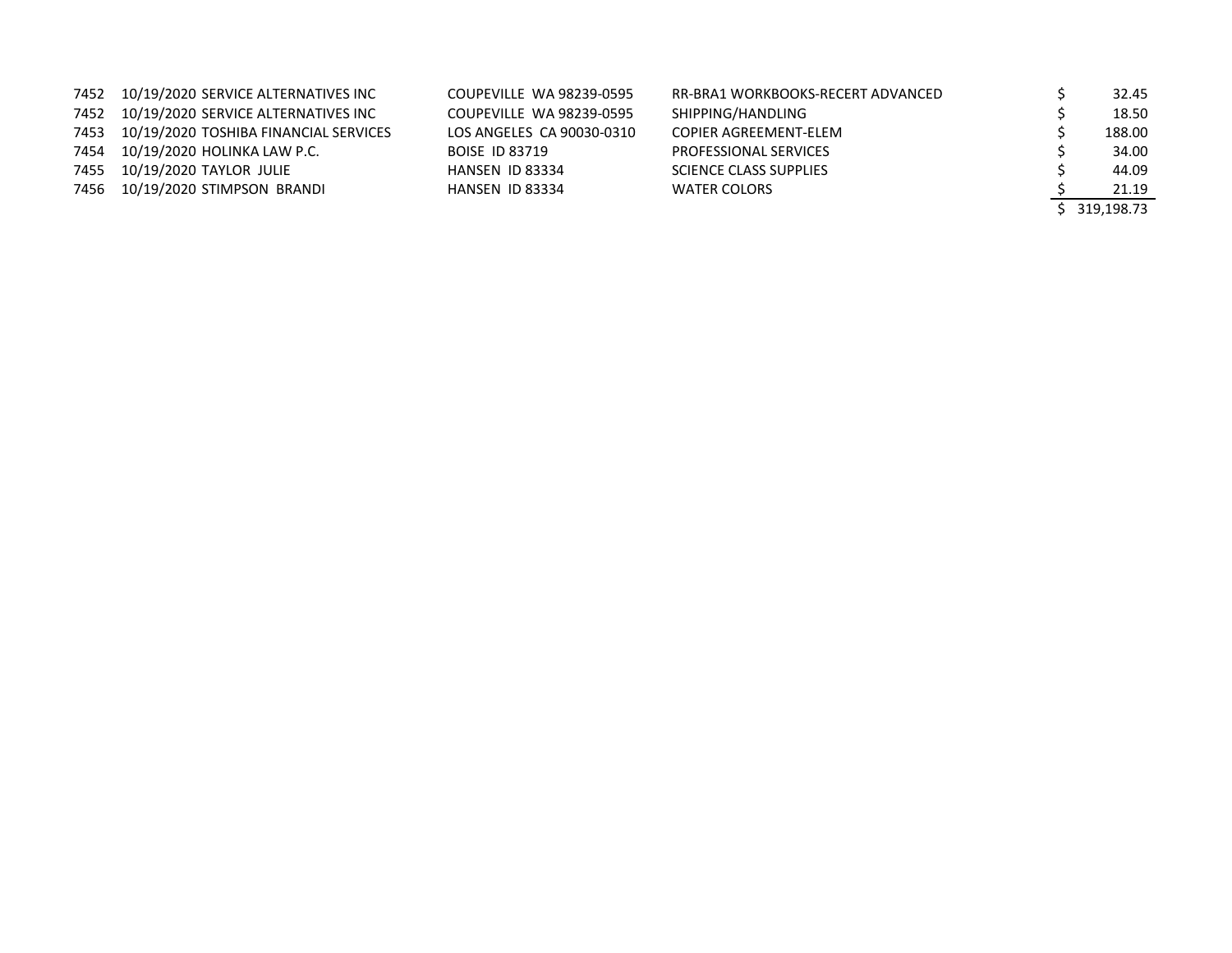| | | | | | |
|---|---|---|---|---|---|
| 7452 | 10/19/2020 | SERVICE ALTERNATIVES INC | COUPEVILLE WA 98239-0595 | RR-BRA1 WORKBOOKS-RECERT ADVANCED | $ 32.45 |
| 7452 | 10/19/2020 | SERVICE ALTERNATIVES INC | COUPEVILLE WA 98239-0595 | SHIPPING/HANDLING | $ 18.50 |
| 7453 | 10/19/2020 | TOSHIBA FINANCIAL SERVICES | LOS ANGELES CA 90030-0310 | COPIER AGREEMENT-ELEM | $ 188.00 |
| 7454 | 10/19/2020 | HOLINKA LAW P.C. | BOISE ID 83719 | PROFESSIONAL SERVICES | $ 34.00 |
| 7455 | 10/19/2020 | TAYLOR JULIE | HANSEN ID 83334 | SCIENCE CLASS SUPPLIES | $ 44.09 |
| 7456 | 10/19/2020 | STIMPSON BRANDI | HANSEN ID 83334 | WATER COLORS | $ 21.19 |
| | | | | | $ 319,198.73 |